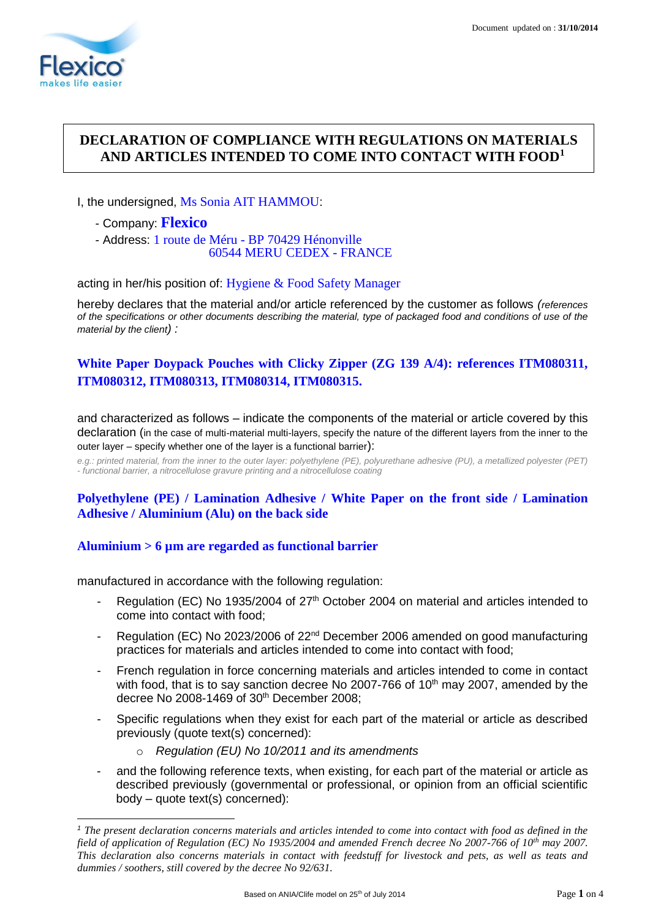# DECLARATION OF COMPLIANCE WITH REGULATIONS ON MATERIALS AND ARTICLES INTENDED TO COME INTO CONTACT WITH FOOD[1]

Document updated on : **31/10/2014**

I, the undersigned, Ms Sonia AIT HAMMOU:

- Company: **Flexico**
- Address: 1 route de Méru - BP 70429 Hénonville
  60544 MERU CEDEX - FRANCE

acting in her/his position of: Hygiene & Food Safety Manager

hereby declares that the material and/or article referenced by the customer as follows *(references of the specifications or other documents describing the material, type of packaged food and conditions of use of the material by the client) :*

**White Paper Doypack Pouches with Clicky Zipper (ZG 139 A/4): references ITM080311, ITM080312, ITM080313, ITM080314, ITM080315.**

and characterized as follows – indicate the components of the material or article covered by this declaration (in the case of multi-material multi-layers, specify the nature of the different layers from the inner to the outer layer – specify whether one of the layer is a functional barrier):

*e.g.: printed material, from the inner to the outer layer: polyethylene (PE), polyurethane adhesive (PU), a metallized polyester (PET) - functional barrier, a nitrocellulose gravure printing and a nitrocellulose coating*

**Polyethylene (PE) / Lamination Adhesive / White Paper on the front side / Lamination Adhesive / Aluminium (Alu) on the back side**

**Aluminium > 6 µm are regarded as functional barrier**

manufactured in accordance with the following regulation:

- Regulation (EC) No 1935/2004 of 27th October 2004 on material and articles intended to come into contact with food;
- Regulation (EC) No 2023/2006 of 22nd December 2006 amended on good manufacturing practices for materials and articles intended to come into contact with food;
- French regulation in force concerning materials and articles intended to come in contact with food, that is to say sanction decree No 2007-766 of 10th may 2007, amended by the decree No 2008-1469 of 30th December 2008;
- Specific regulations when they exist for each part of the material or article as described previously (quote text(s) concerned):
  - *Regulation (EU) No 10/2011 and its amendments*
- and the following reference texts, when existing, for each part of the material or article as described previously (governmental or professional, or opinion from an official scientific body – quote text(s) concerned):

---

*[1] The present declaration concerns materials and articles intended to come into contact with food as defined in the field of application of Regulation (EC) No 1935/2004 and amended French decree No 2007-766 of 10th may 2007. This declaration also concerns materials in contact with feedstuff for livestock and pets, as well as teats and dummies / soothers, still covered by the decree No 92/631.*

Based on ANIA/Clife model on 25th of July 2014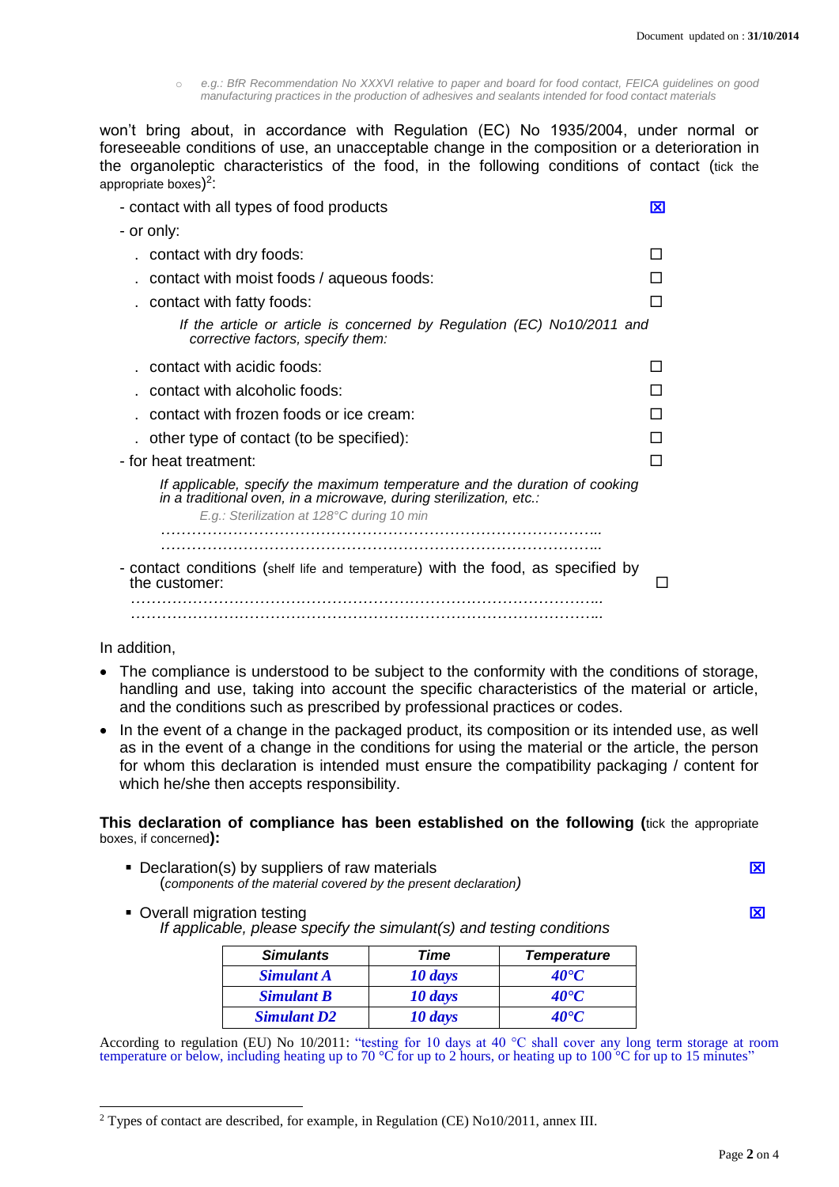- *e.g.: BfR Recommendation No XXXVI relative to paper and board for food contact, FEICA guidelines on good manufacturing practices in the production of adhesives and sealants intended for food contact materials*

won't bring about, in accordance with Regulation (EC) No 1935/2004, under normal or foreseeable conditions of use, an unacceptable change in the composition or a deterioration in the organoleptic characteristics of the food, in the following conditions of contact (tick the appropriate boxes)[2]:

- contact with all types of food products ☒
- or only:
  - . contact with dry foods: ☐
  - . contact with moist foods / aqueous foods: ☐
  - . contact with fatty foods: ☐

    *If the article or article is concerned by Regulation (EC) No10/2011 and corrective factors, specify them:*
  - . contact with acidic foods: ☐
  - . contact with alcoholic foods: ☐
  - . contact with frozen foods or ice cream: ☐
  - . other type of contact (to be specified): ☐
- for heat treatment: ☐

  *If applicable, specify the maximum temperature and the duration of cooking in a traditional oven, in a microwave, during sterilization, etc.:*

  *E.g.: Sterilization at 128°C during 10 min*

  …………………………………………………………………………..
  …………………………………………………………………………..
- contact conditions (shelf life and temperature) with the food, as specified by the customer: ☐

  …………………………………………………………………………..
  …………………………………………………………………………..

In addition,

- The compliance is understood to be subject to the conformity with the conditions of storage, handling and use, taking into account the specific characteristics of the material or article, and the conditions such as prescribed by professional practices or codes.
- In the event of a change in the packaged product, its composition or its intended use, as well as in the event of a change in the conditions for using the material or the article, the person for whom this declaration is intended must ensure the compatibility packaging / content for which he/she then accepts responsibility.

**This declaration of compliance has been established on the following (**tick the appropriate boxes, if concerned**):**

- Declaration(s) by suppliers of raw materials ☒
  (*components of the material covered by the present declaration)*
- Overall migration testing ☒
  *If applicable, please specify the simulant(s) and testing conditions*

| *Simulants* | *Time* | *Temperature* |
|---|---|---|
| ***Simulant A*** | ***10 days*** | ***40°C*** |
| ***Simulant B*** | ***10 days*** | ***40°C*** |
| ***Simulant D2*** | ***10 days*** | ***40°C*** |

According to regulation (EU) No 10/2011: "testing for 10 days at 40 °C shall cover any long term storage at room temperature or below, including heating up to 70 °C for up to 2 hours, or heating up to 100 °C for up to 15 minutes"

---

[2] Types of contact are described, for example, in Regulation (CE) No10/2011, annex III.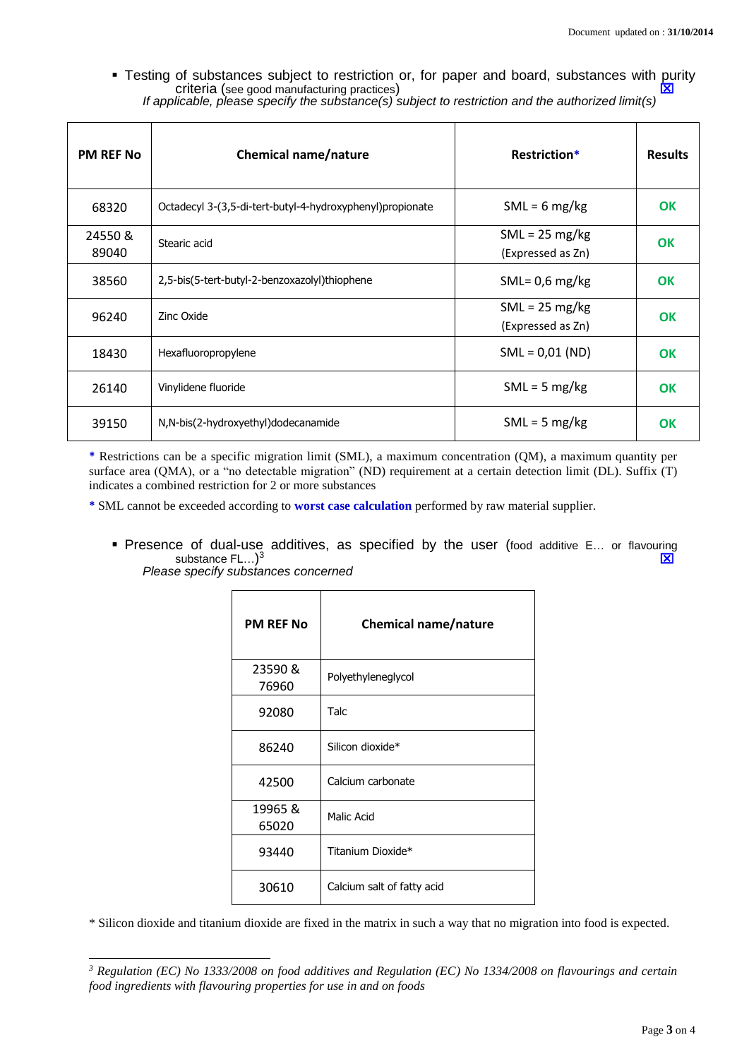- Testing of substances subject to restriction or, for paper and board, substances with purity criteria (see good manufacturing practices) ☒

  *If applicable, please specify the substance(s) subject to restriction and the authorized limit(s)*

| PM REF No | Chemical name/nature | Restriction* | Results |
|---|---|---|---|
| 68320 | Octadecyl 3-(3,5-di-tert-butyl-4-hydroxyphenyl)propionate | SML = 6 mg/kg | OK |
| 24550 & 89040 | Stearic acid | SML = 25 mg/kg (Expressed as Zn) | OK |
| 38560 | 2,5-bis(5-tert-butyl-2-benzoxazolyl)thiophene | SML= 0,6 mg/kg | OK |
| 96240 | Zinc Oxide | SML = 25 mg/kg (Expressed as Zn) | OK |
| 18430 | Hexafluoropropylene | SML = 0,01 (ND) | OK |
| 26140 | Vinylidene fluoride | SML = 5 mg/kg | OK |
| 39150 | N,N-bis(2-hydroxyethyl)dodecanamide | SML = 5 mg/kg | OK |

\* Restrictions can be a specific migration limit (SML), a maximum concentration (QM), a maximum quantity per surface area (QMA), or a "no detectable migration" (ND) requirement at a certain detection limit (DL). Suffix (T) indicates a combined restriction for 2 or more substances

\* SML cannot be exceeded according to **worst case calculation** performed by raw material supplier.

- Presence of dual-use additives, as specified by the user (food additive E… or flavouring substance FL…)[3] ☒

  *Please specify substances concerned*

| PM REF No | Chemical name/nature |
|---|---|
| 23590 & 76960 | Polyethyleneglycol |
| 92080 | Talc |
| 86240 | Silicon dioxide* |
| 42500 | Calcium carbonate |
| 19965 & 65020 | Malic Acid |
| 93440 | Titanium Dioxide* |
| 30610 | Calcium salt of fatty acid |

\* Silicon dioxide and titanium dioxide are fixed in the matrix in such a way that no migration into food is expected.

[3] *Regulation (EC) No 1333/2008 on food additives and Regulation (EC) No 1334/2008 on flavourings and certain food ingredients with flavouring properties for use in and on foods*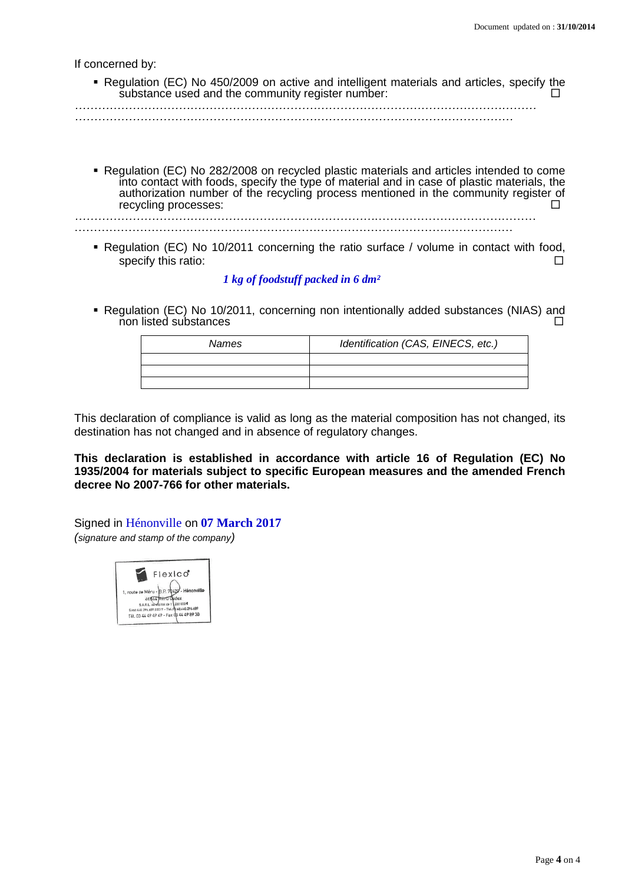If concerned by:

- Regulation (EC) No 450/2009 on active and intelligent materials and articles, specify the substance used and the community register number: ☐

………………………………………………………………………………………………………
……………………………………………………………………………………………………

- Regulation (EC) No 282/2008 on recycled plastic materials and articles intended to come into contact with foods, specify the type of material and in case of plastic materials, the authorization number of the recycling process mentioned in the community register of recycling processes: ☐

………………………………………………………………………………………………………
……………………………………………………………………………………………………

- Regulation (EC) No 10/2011 concerning the ratio surface / volume in contact with food, specify this ratio: ☐

***1 kg of foodstuff packed in 6 dm²***

- Regulation (EC) No 10/2011, concerning non intentionally added substances (NIAS) and non listed substances ☐

| *Names* | *Identification (CAS, EINECS, etc.)* |
|---|---|
| | |
| | |
| | |

This declaration of compliance is valid as long as the material composition has not changed, its destination has not changed and in absence of regulatory changes.

**This declaration is established in accordance with article 16 of Regulation (EC) No 1935/2004 for materials subject to specific European measures and the amended French decree No 2007-766 for other materials.**

Signed in Hénonville on **07 March 2017**
*(signature and stamp of the company)*

Flexico
1, route de Méru - B.P. 70429 - Hénonville
60544 Méru Cedex
S.A.R.L. au capital de 1 320 000 €
Siret 410 394 689 00019 - TVA FR 48 410 394 689
Tél. 03 44 49 49 49 - Fax 03 44 49 89 30